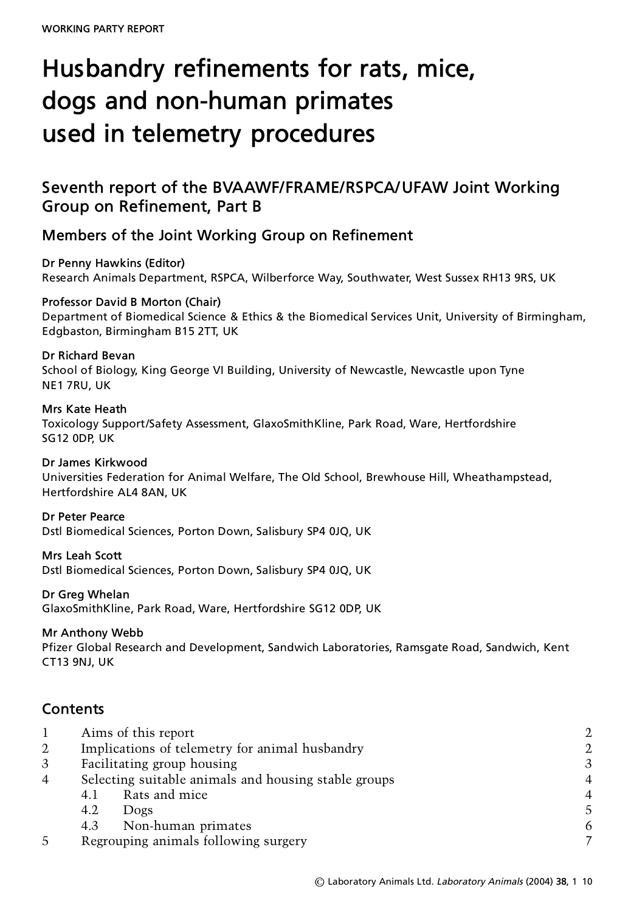WORKING PARTY REPORT

# Husbandry refinements for rats, mice, dogs and non-human primates used in telemetry procedures

## Seventh report of the BVAAWF/FRAME/RSPCA/UFAW Joint Working Group on Refinement, Part B

### Members of the Joint Working Group on Refinement

**Dr Penny Hawkins (Editor)**
Research Animals Department, RSPCA, Wilberforce Way, Southwater, West Sussex RH13 9RS, UK

**Professor David B Morton (Chair)**
Department of Biomedical Science & Ethics & the Biomedical Services Unit, University of Birmingham, Edgbaston, Birmingham B15 2TT, UK

**Dr Richard Bevan**
School of Biology, King George VI Building, University of Newcastle, Newcastle upon Tyne NE1 7RU, UK

**Mrs Kate Heath**
Toxicology Support/Safety Assessment, GlaxoSmithKline, Park Road, Ware, Hertfordshire SG12 0DP, UK

**Dr James Kirkwood**
Universities Federation for Animal Welfare, The Old School, Brewhouse Hill, Wheathampstead, Hertfordshire AL4 8AN, UK

**Dr Peter Pearce**
Dstl Biomedical Sciences, Porton Down, Salisbury SP4 0JQ, UK

**Mrs Leah Scott**
Dstl Biomedical Sciences, Porton Down, Salisbury SP4 0JQ, UK

**Dr Greg Whelan**
GlaxoSmithKline, Park Road, Ware, Hertfordshire SG12 0DP, UK

**Mr Anthony Webb**
Pfizer Global Research and Development, Sandwich Laboratories, Ramsgate Road, Sandwich, Kent CT13 9NJ, UK

## Contents

| | | |
|---|---|---|
| 1 | Aims of this report | 2 |
| 2 | Implications of telemetry for animal husbandry | 2 |
| 3 | Facilitating group housing | 3 |
| 4 | Selecting suitable animals and housing stable groups | 4 |
| | 4.1 Rats and mice | 4 |
| | 4.2 Dogs | 5 |
| | 4.3 Non-human primates | 6 |
| 5 | Regrouping animals following surgery | 7 |

© Laboratory Animals Ltd. *Laboratory Animals* (2004) **38**, 1 10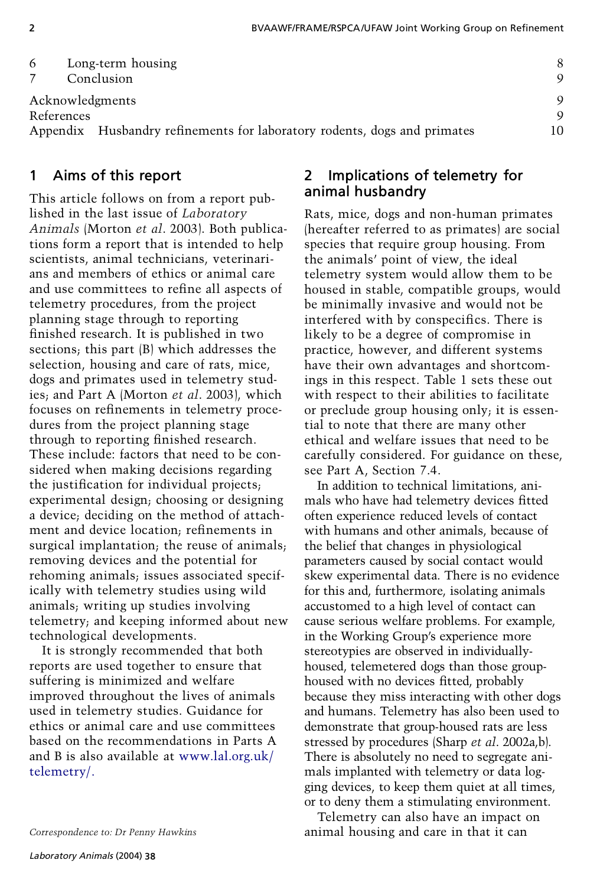| | | |
|---|---|---|
| 6 | Long-term housing | 8 |
| 7 | Conclusion | 9 |
| Acknowledgments | | 9 |
| References | | 9 |
| Appendix | Husbandry refinements for laboratory rodents, dogs and primates | 10 |

## 1 Aims of this report

This article follows on from a report published in the last issue of *Laboratory Animals* (Morton *et al*. 2003). Both publications form a report that is intended to help scientists, animal technicians, veterinarians and members of ethics or animal care and use committees to refine all aspects of telemetry procedures, from the project planning stage through to reporting finished research. It is published in two sections; this part (B) which addresses the selection, housing and care of rats, mice, dogs and primates used in telemetry studies; and Part A (Morton *et al*. 2003), which focuses on refinements in telemetry procedures from the project planning stage through to reporting finished research. These include: factors that need to be considered when making decisions regarding the justification for individual projects; experimental design; choosing or designing a device; deciding on the method of attachment and device location; refinements in surgical implantation; the reuse of animals; removing devices and the potential for rehoming animals; issues associated specifically with telemetry studies using wild animals; writing up studies involving telemetry; and keeping informed about new technological developments.

It is strongly recommended that both reports are used together to ensure that suffering is minimized and welfare improved throughout the lives of animals used in telemetry studies. Guidance for ethics or animal care and use committees based on the recommendations in Parts A and B is also available at www.lal.org.uk/telemetry/.

*Correspondence to: Dr Penny Hawkins*

## 2 Implications of telemetry for animal husbandry

Rats, mice, dogs and non-human primates (hereafter referred to as primates) are social species that require group housing. From the animals' point of view, the ideal telemetry system would allow them to be housed in stable, compatible groups, would be minimally invasive and would not be interfered with by conspecifics. There is likely to be a degree of compromise in practice, however, and different systems have their own advantages and shortcomings in this respect. Table 1 sets these out with respect to their abilities to facilitate or preclude group housing only; it is essential to note that there are many other ethical and welfare issues that need to be carefully considered. For guidance on these, see Part A, Section 7.4.

In addition to technical limitations, animals who have had telemetry devices fitted often experience reduced levels of contact with humans and other animals, because of the belief that changes in physiological parameters caused by social contact would skew experimental data. There is no evidence for this and, furthermore, isolating animals accustomed to a high level of contact can cause serious welfare problems. For example, in the Working Group's experience more stereotypies are observed in individually-housed, telemetered dogs than those group-housed with no devices fitted, probably because they miss interacting with other dogs and humans. Telemetry has also been used to demonstrate that group-housed rats are less stressed by procedures (Sharp *et al*. 2002a,b). There is absolutely no need to segregate animals implanted with telemetry or data logging devices, to keep them quiet at all times, or to deny them a stimulating environment.

Telemetry can also have an impact on animal housing and care in that it can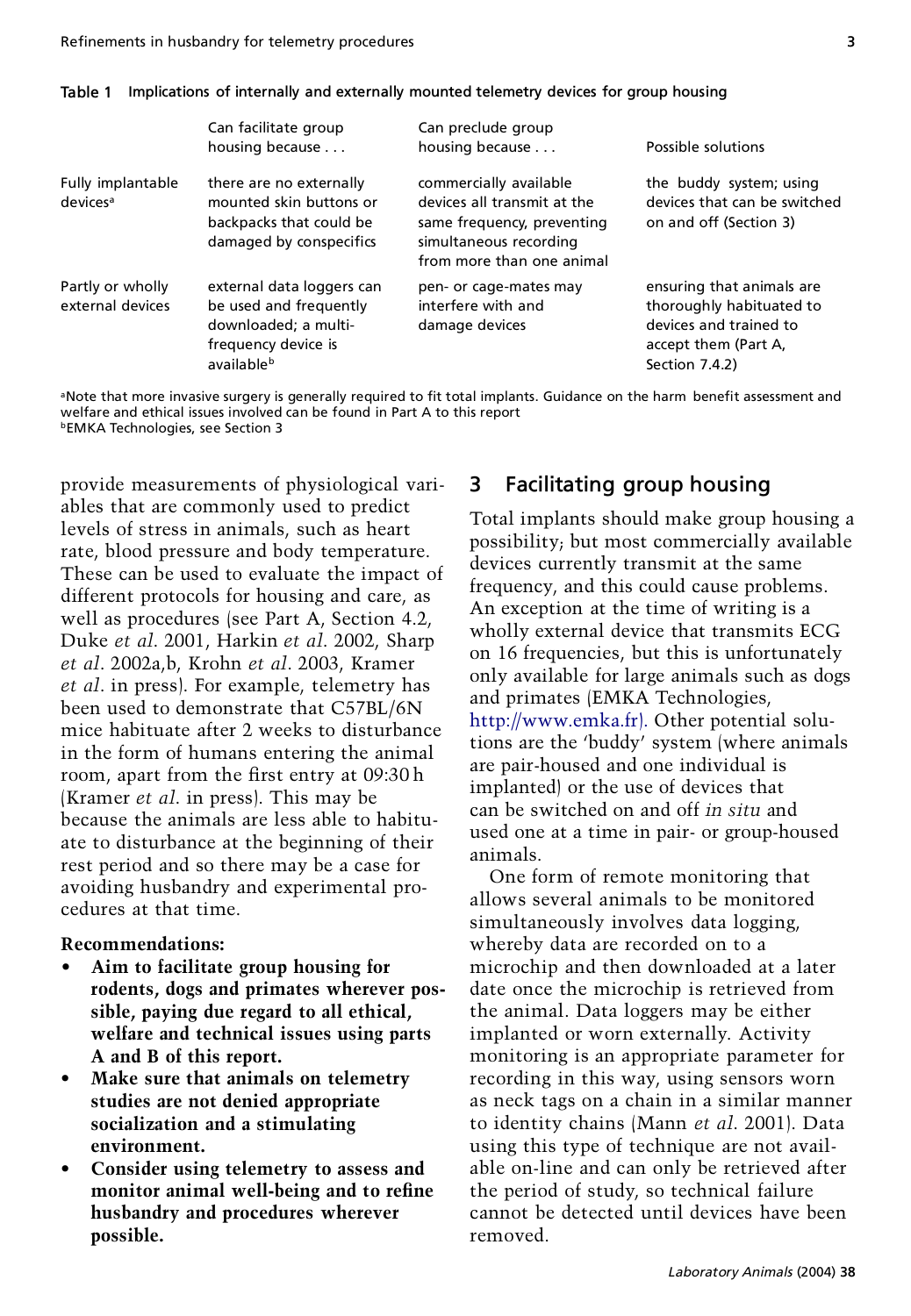**Table 1** Implications of internally and externally mounted telemetry devices for group housing

| | Can facilitate group housing because . . . | Can preclude group housing because . . . | Possible solutions |
|---|---|---|---|
| Fully implantable devices[a] | there are no externally mounted skin buttons or backpacks that could be damaged by conspecifics | commercially available devices all transmit at the same frequency, preventing simultaneous recording from more than one animal | the buddy system; using devices that can be switched on and off (Section 3) |
| Partly or wholly external devices | external data loggers can be used and frequently downloaded; a multi-frequency device is available[b] | pen- or cage-mates may interfere with and damage devices | ensuring that animals are thoroughly habituated to devices and trained to accept them (Part A, Section 7.4.2) |

[a]Note that more invasive surgery is generally required to fit total implants. Guidance on the harm benefit assessment and welfare and ethical issues involved can be found in Part A to this report
[b]EMKA Technologies, see Section 3

provide measurements of physiological variables that are commonly used to predict levels of stress in animals, such as heart rate, blood pressure and body temperature. These can be used to evaluate the impact of different protocols for housing and care, as well as procedures (see Part A, Section 4.2, Duke *et al*. 2001, Harkin *et al*. 2002, Sharp *et al*. 2002a,b, Krohn *et al*. 2003, Kramer *et al*. in press). For example, telemetry has been used to demonstrate that C57BL/6N mice habituate after 2 weeks to disturbance in the form of humans entering the animal room, apart from the first entry at 09:30 h (Kramer *et al*. in press). This may be because the animals are less able to habituate to disturbance at the beginning of their rest period and so there may be a case for avoiding husbandry and experimental procedures at that time.

**Recommendations:**

- **Aim to facilitate group housing for rodents, dogs and primates wherever possible, paying due regard to all ethical, welfare and technical issues using parts A and B of this report.**
- **Make sure that animals on telemetry studies are not denied appropriate socialization and a stimulating environment.**
- **Consider using telemetry to assess and monitor animal well-being and to refine husbandry and procedures wherever possible.**

## 3 Facilitating group housing

Total implants should make group housing a possibility; but most commercially available devices currently transmit at the same frequency, and this could cause problems. An exception at the time of writing is a wholly external device that transmits ECG on 16 frequencies, but this is unfortunately only available for large animals such as dogs and primates (EMKA Technologies, http://www.emka.fr). Other potential solutions are the 'buddy' system (where animals are pair-housed and one individual is implanted) or the use of devices that can be switched on and off *in situ* and used one at a time in pair- or group-housed animals.

One form of remote monitoring that allows several animals to be monitored simultaneously involves data logging, whereby data are recorded on to a microchip and then downloaded at a later date once the microchip is retrieved from the animal. Data loggers may be either implanted or worn externally. Activity monitoring is an appropriate parameter for recording in this way, using sensors worn as neck tags on a chain in a similar manner to identity chains (Mann *et al*. 2001). Data using this type of technique are not available on-line and can only be retrieved after the period of study, so technical failure cannot be detected until devices have been removed.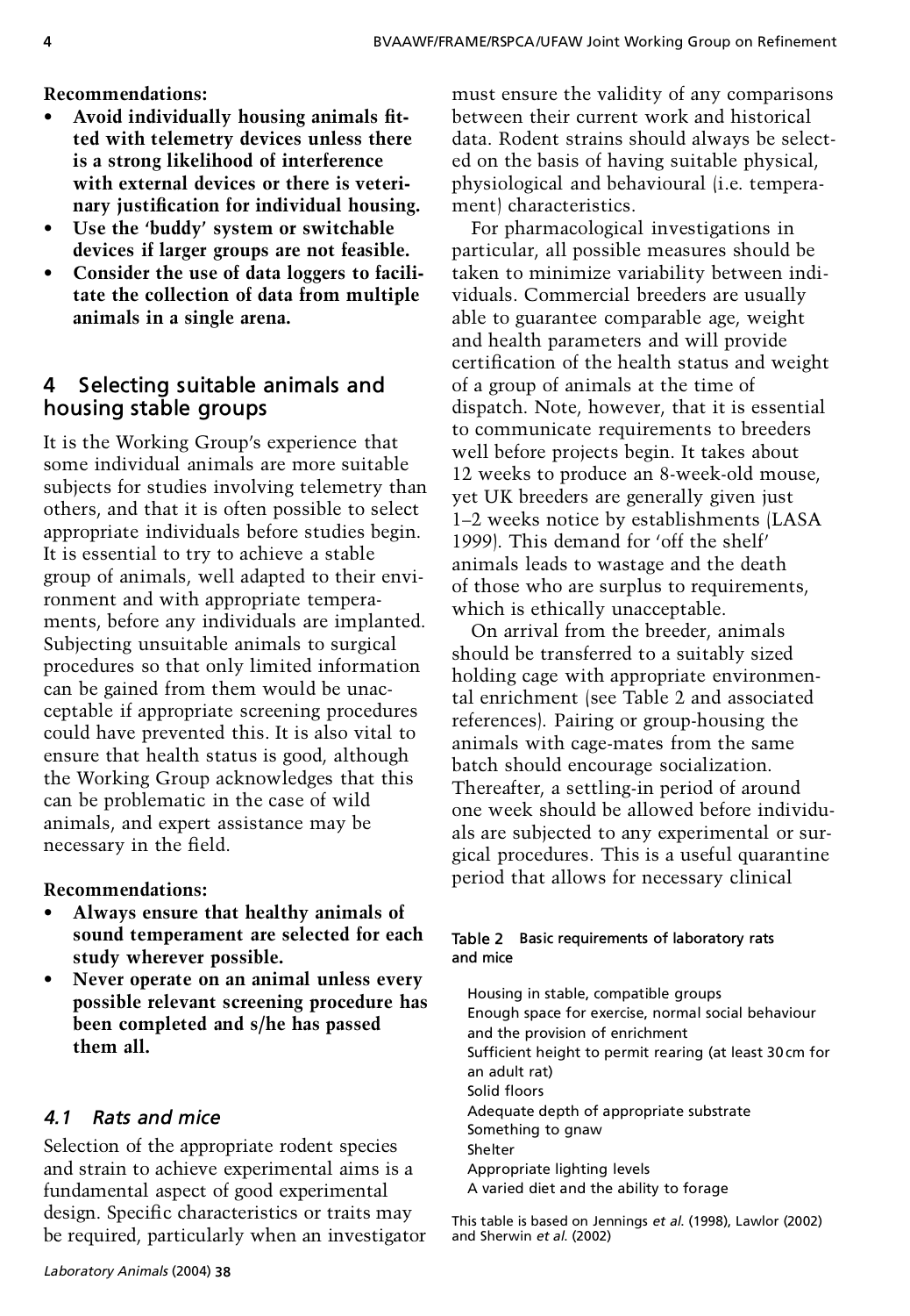**Recommendations:**

- **Avoid individually housing animals fitted with telemetry devices unless there is a strong likelihood of interference with external devices or there is veterinary justification for individual housing.**
- **Use the 'buddy' system or switchable devices if larger groups are not feasible.**
- **Consider the use of data loggers to facilitate the collection of data from multiple animals in a single arena.**

## 4 Selecting suitable animals and housing stable groups

It is the Working Group's experience that some individual animals are more suitable subjects for studies involving telemetry than others, and that it is often possible to select appropriate individuals before studies begin. It is essential to try to achieve a stable group of animals, well adapted to their environment and with appropriate temperaments, before any individuals are implanted. Subjecting unsuitable animals to surgical procedures so that only limited information can be gained from them would be unacceptable if appropriate screening procedures could have prevented this. It is also vital to ensure that health status is good, although the Working Group acknowledges that this can be problematic in the case of wild animals, and expert assistance may be necessary in the field.

**Recommendations:**

- **Always ensure that healthy animals of sound temperament are selected for each study wherever possible.**
- **Never operate on an animal unless every possible relevant screening procedure has been completed and s/he has passed them all.**

### *4.1 Rats and mice*

Selection of the appropriate rodent species and strain to achieve experimental aims is a fundamental aspect of good experimental design. Specific characteristics or traits may be required, particularly when an investigator must ensure the validity of any comparisons between their current work and historical data. Rodent strains should always be selected on the basis of having suitable physical, physiological and behavioural (i.e. temperament) characteristics.

For pharmacological investigations in particular, all possible measures should be taken to minimize variability between individuals. Commercial breeders are usually able to guarantee comparable age, weight and health parameters and will provide certification of the health status and weight of a group of animals at the time of dispatch. Note, however, that it is essential to communicate requirements to breeders well before projects begin. It takes about 12 weeks to produce an 8-week-old mouse, yet UK breeders are generally given just 1–2 weeks notice by establishments (LASA 1999). This demand for 'off the shelf' animals leads to wastage and the death of those who are surplus to requirements, which is ethically unacceptable.

On arrival from the breeder, animals should be transferred to a suitably sized holding cage with appropriate environmental enrichment (see Table 2 and associated references). Pairing or group-housing the animals with cage-mates from the same batch should encourage socialization. Thereafter, a settling-in period of around one week should be allowed before individuals are subjected to any experimental or surgical procedures. This is a useful quarantine period that allows for necessary clinical

**Table 2** Basic requirements of laboratory rats and mice

| |
|---|
| Housing in stable, compatible groups |
| Enough space for exercise, normal social behaviour and the provision of enrichment |
| Sufficient height to permit rearing (at least 30 cm for an adult rat) |
| Solid floors |
| Adequate depth of appropriate substrate |
| Something to gnaw |
| Shelter |
| Appropriate lighting levels |
| A varied diet and the ability to forage |

This table is based on Jennings *et al.* (1998), Lawlor (2002) and Sherwin *et al.* (2002)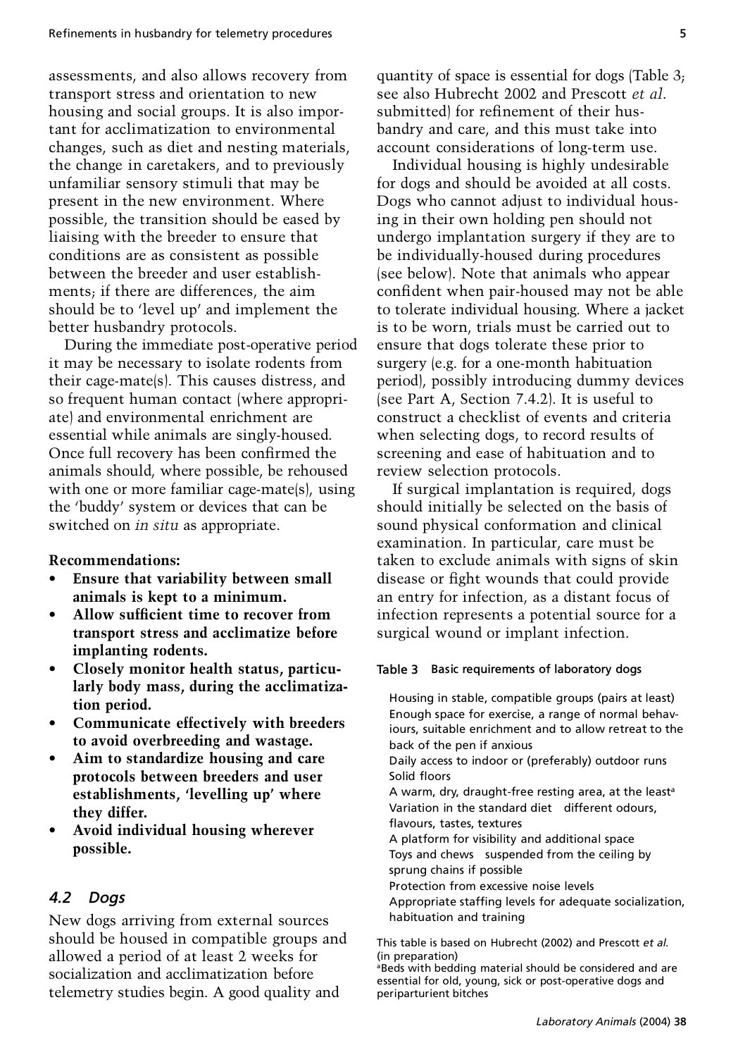assessments, and also allows recovery from transport stress and orientation to new housing and social groups. It is also important for acclimatization to environmental changes, such as diet and nesting materials, the change in caretakers, and to previously unfamiliar sensory stimuli that may be present in the new environment. Where possible, the transition should be eased by liaising with the breeder to ensure that conditions are as consistent as possible between the breeder and user establishments; if there are differences, the aim should be to 'level up' and implement the better husbandry protocols.

During the immediate post-operative period it may be necessary to isolate rodents from their cage-mate(s). This causes distress, and so frequent human contact (where appropriate) and environmental enrichment are essential while animals are singly-housed. Once full recovery has been confirmed the animals should, where possible, be rehoused with one or more familiar cage-mate(s), using the 'buddy' system or devices that can be switched on *in situ* as appropriate.

**Recommendations:**

- **Ensure that variability between small animals is kept to a minimum.**
- **Allow sufficient time to recover from transport stress and acclimatize before implanting rodents.**
- **Closely monitor health status, particularly body mass, during the acclimatization period.**
- **Communicate effectively with breeders to avoid overbreeding and wastage.**
- **Aim to standardize housing and care protocols between breeders and user establishments, 'levelling up' where they differ.**
- **Avoid individual housing wherever possible.**

## *4.2 Dogs*

New dogs arriving from external sources should be housed in compatible groups and allowed a period of at least 2 weeks for socialization and acclimatization before telemetry studies begin. A good quality and quantity of space is essential for dogs (Table 3; see also Hubrecht 2002 and Prescott *et al.* submitted) for refinement of their husbandry and care, and this must take into account considerations of long-term use.

Individual housing is highly undesirable for dogs and should be avoided at all costs. Dogs who cannot adjust to individual housing in their own holding pen should not undergo implantation surgery if they are to be individually-housed during procedures (see below). Note that animals who appear confident when pair-housed may not be able to tolerate individual housing. Where a jacket is to be worn, trials must be carried out to ensure that dogs tolerate these prior to surgery (e.g. for a one-month habituation period), possibly introducing dummy devices (see Part A, Section 7.4.2). It is useful to construct a checklist of events and criteria when selecting dogs, to record results of screening and ease of habituation and to review selection protocols.

If surgical implantation is required, dogs should initially be selected on the basis of sound physical conformation and clinical examination. In particular, care must be taken to exclude animals with signs of skin disease or fight wounds that could provide an entry for infection, as a distant focus of infection represents a potential source for a surgical wound or implant infection.

**Table 3** Basic requirements of laboratory dogs

| |
|---|
| Housing in stable, compatible groups (pairs at least) |
| Enough space for exercise, a range of normal behaviours, suitable enrichment and to allow retreat to the back of the pen if anxious |
| Daily access to indoor or (preferably) outdoor runs |
| Solid floors |
| A warm, dry, draught-free resting area, at the least[a] |
| Variation in the standard diet – different odours, flavours, tastes, textures |
| A platform for visibility and additional space |
| Toys and chews – suspended from the ceiling by sprung chains if possible |
| Protection from excessive noise levels |
| Appropriate staffing levels for adequate socialization, habituation and training |

This table is based on Hubrecht (2002) and Prescott *et al.* (in preparation)

[a]Beds with bedding material should be considered and are essential for old, young, sick or post-operative dogs and periparturient bitches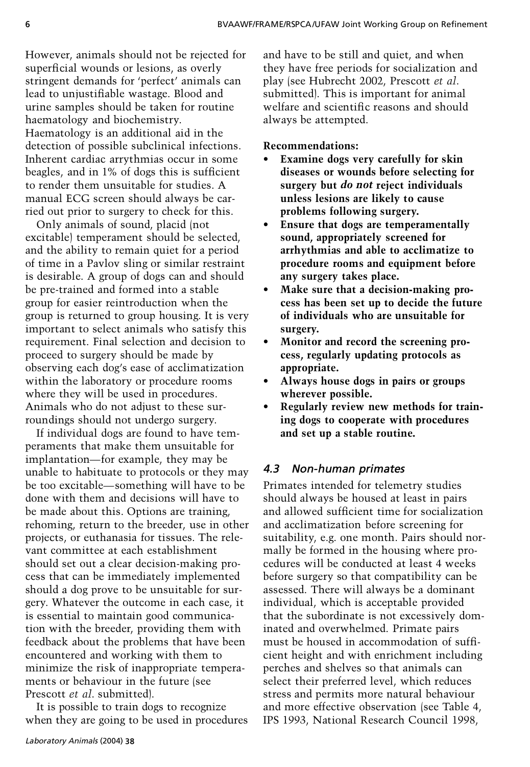However, animals should not be rejected for superficial wounds or lesions, as overly stringent demands for 'perfect' animals can lead to unjustifiable wastage. Blood and urine samples should be taken for routine haematology and biochemistry. Haematology is an additional aid in the detection of possible subclinical infections. Inherent cardiac arrythmias occur in some beagles, and in 1% of dogs this is sufficient to render them unsuitable for studies. A manual ECG screen should always be carried out prior to surgery to check for this.

Only animals of sound, placid (not excitable) temperament should be selected, and the ability to remain quiet for a period of time in a Pavlov sling or similar restraint is desirable. A group of dogs can and should be pre-trained and formed into a stable group for easier reintroduction when the group is returned to group housing. It is very important to select animals who satisfy this requirement. Final selection and decision to proceed to surgery should be made by observing each dog's ease of acclimatization within the laboratory or procedure rooms where they will be used in procedures. Animals who do not adjust to these surroundings should not undergo surgery.

If individual dogs are found to have temperaments that make them unsuitable for implantation—for example, they may be unable to habituate to protocols or they may be too excitable—something will have to be done with them and decisions will have to be made about this. Options are training, rehoming, return to the breeder, use in other projects, or euthanasia for tissues. The relevant committee at each establishment should set out a clear decision-making process that can be immediately implemented should a dog prove to be unsuitable for surgery. Whatever the outcome in each case, it is essential to maintain good communication with the breeder, providing them with feedback about the problems that have been encountered and working with them to minimize the risk of inappropriate temperaments or behaviour in the future (see Prescott *et al*. submitted).

It is possible to train dogs to recognize when they are going to be used in procedures and have to be still and quiet, and when they have free periods for socialization and play (see Hubrecht 2002, Prescott *et al*. submitted). This is important for animal welfare and scientific reasons and should always be attempted.

**Recommendations:**

- **Examine dogs very carefully for skin diseases or wounds before selecting for surgery but *do not* reject individuals unless lesions are likely to cause problems following surgery.**
- **Ensure that dogs are temperamentally sound, appropriately screened for arrhythmias and able to acclimatize to procedure rooms and equipment before any surgery takes place.**
- **Make sure that a decision-making process has been set up to decide the future of individuals who are unsuitable for surgery.**
- **Monitor and record the screening process, regularly updating protocols as appropriate.**
- **Always house dogs in pairs or groups wherever possible.**
- **Regularly review new methods for training dogs to cooperate with procedures and set up a stable routine.**

### *4.3 Non-human primates*

Primates intended for telemetry studies should always be housed at least in pairs and allowed sufficient time for socialization and acclimatization before screening for suitability, e.g. one month. Pairs should normally be formed in the housing where procedures will be conducted at least 4 weeks before surgery so that compatibility can be assessed. There will always be a dominant individual, which is acceptable provided that the subordinate is not excessively dominated and overwhelmed. Primate pairs must be housed in accommodation of sufficient height and with enrichment including perches and shelves so that animals can select their preferred level, which reduces stress and permits more natural behaviour and more effective observation (see Table 4, IPS 1993, National Research Council 1998,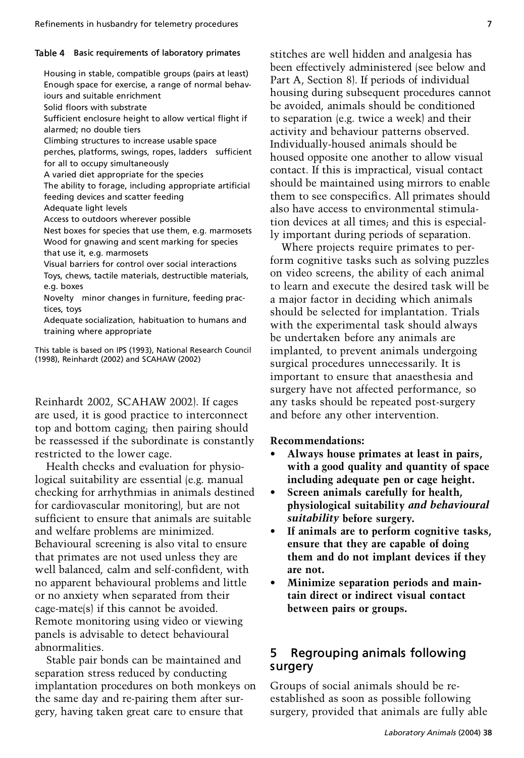**Table 4 Basic requirements of laboratory primates**

| |
|---|
| Housing in stable, compatible groups (pairs at least) |
| Enough space for exercise, a range of normal behaviours and suitable enrichment |
| Solid floors with substrate |
| Sufficient enclosure height to allow vertical flight if alarmed; no double tiers |
| Climbing structures to increase usable space perches, platforms, swings, ropes, ladders sufficient for all to occupy simultaneously |
| A varied diet appropriate for the species |
| The ability to forage, including appropriate artificial feeding devices and scatter feeding |
| Adequate light levels |
| Access to outdoors wherever possible |
| Nest boxes for species that use them, e.g. marmosets |
| Wood for gnawing and scent marking for species that use it, e.g. marmosets |
| Visual barriers for control over social interactions |
| Toys, chews, tactile materials, destructible materials, e.g. boxes |
| Novelty minor changes in furniture, feeding practices, toys |
| Adequate socialization, habituation to humans and training where appropriate |

This table is based on IPS (1993), National Research Council (1998), Reinhardt (2002) and SCAHAW (2002)

Reinhardt 2002, SCAHAW 2002). If cages are used, it is good practice to interconnect top and bottom caging; then pairing should be reassessed if the subordinate is constantly restricted to the lower cage.

Health checks and evaluation for physiological suitability are essential (e.g. manual checking for arrhythmias in animals destined for cardiovascular monitoring), but are not sufficient to ensure that animals are suitable and welfare problems are minimized. Behavioural screening is also vital to ensure that primates are not used unless they are well balanced, calm and self-confident, with no apparent behavioural problems and little or no anxiety when separated from their cage-mate(s) if this cannot be avoided. Remote monitoring using video or viewing panels is advisable to detect behavioural abnormalities.

Stable pair bonds can be maintained and separation stress reduced by conducting implantation procedures on both monkeys on the same day and re-pairing them after surgery, having taken great care to ensure that stitches are well hidden and analgesia has been effectively administered (see below and Part A, Section 8). If periods of individual housing during subsequent procedures cannot be avoided, animals should be conditioned to separation (e.g. twice a week) and their activity and behaviour patterns observed. Individually-housed animals should be housed opposite one another to allow visual contact. If this is impractical, visual contact should be maintained using mirrors to enable them to see conspecifics. All primates should also have access to environmental stimulation devices at all times; and this is especially important during periods of separation.

Where projects require primates to perform cognitive tasks such as solving puzzles on video screens, the ability of each animal to learn and execute the desired task will be a major factor in deciding which animals should be selected for implantation. Trials with the experimental task should always be undertaken before any animals are implanted, to prevent animals undergoing surgical procedures unnecessarily. It is important to ensure that anaesthesia and surgery have not affected performance, so any tasks should be repeated post-surgery and before any other intervention.

**Recommendations:**

- **Always house primates at least in pairs, with a good quality and quantity of space including adequate pen or cage height.**
- **Screen animals carefully for health, physiological suitability *and behavioural suitability* before surgery.**
- **If animals are to perform cognitive tasks, ensure that they are capable of doing them and do not implant devices if they are not.**
- **Minimize separation periods and maintain direct or indirect visual contact between pairs or groups.**

## 5 Regrouping animals following surgery

Groups of social animals should be re-established as soon as possible following surgery, provided that animals are fully able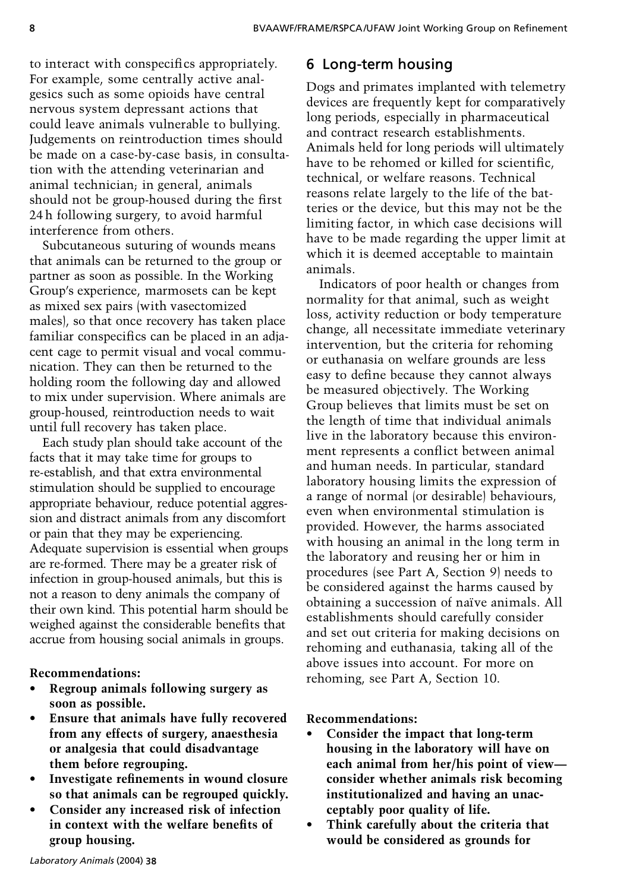to interact with conspecifics appropriately. For example, some centrally active analgesics such as some opioids have central nervous system depressant actions that could leave animals vulnerable to bullying. Judgements on reintroduction times should be made on a case-by-case basis, in consultation with the attending veterinarian and animal technician; in general, animals should not be group-housed during the first 24 h following surgery, to avoid harmful interference from others.

Subcutaneous suturing of wounds means that animals can be returned to the group or partner as soon as possible. In the Working Group's experience, marmosets can be kept as mixed sex pairs (with vasectomized males), so that once recovery has taken place familiar conspecifics can be placed in an adjacent cage to permit visual and vocal communication. They can then be returned to the holding room the following day and allowed to mix under supervision. Where animals are group-housed, reintroduction needs to wait until full recovery has taken place.

Each study plan should take account of the facts that it may take time for groups to re-establish, and that extra environmental stimulation should be supplied to encourage appropriate behaviour, reduce potential aggression and distract animals from any discomfort or pain that they may be experiencing. Adequate supervision is essential when groups are re-formed. There may be a greater risk of infection in group-housed animals, but this is not a reason to deny animals the company of their own kind. This potential harm should be weighed against the considerable benefits that accrue from housing social animals in groups.

**Recommendations:**

- **Regroup animals following surgery as soon as possible.**
- **Ensure that animals have fully recovered from any effects of surgery, anaesthesia or analgesia that could disadvantage them before regrouping.**
- **Investigate refinements in wound closure so that animals can be regrouped quickly.**
- **Consider any increased risk of infection in context with the welfare benefits of group housing.**

## 6 Long-term housing

Dogs and primates implanted with telemetry devices are frequently kept for comparatively long periods, especially in pharmaceutical and contract research establishments. Animals held for long periods will ultimately have to be rehomed or killed for scientific, technical, or welfare reasons. Technical reasons relate largely to the life of the batteries or the device, but this may not be the limiting factor, in which case decisions will have to be made regarding the upper limit at which it is deemed acceptable to maintain animals.

Indicators of poor health or changes from normality for that animal, such as weight loss, activity reduction or body temperature change, all necessitate immediate veterinary intervention, but the criteria for rehoming or euthanasia on welfare grounds are less easy to define because they cannot always be measured objectively. The Working Group believes that limits must be set on the length of time that individual animals live in the laboratory because this environment represents a conflict between animal and human needs. In particular, standard laboratory housing limits the expression of a range of normal (or desirable) behaviours, even when environmental stimulation is provided. However, the harms associated with housing an animal in the long term in the laboratory and reusing her or him in procedures (see Part A, Section 9) needs to be considered against the harms caused by obtaining a succession of naïve animals. All establishments should carefully consider and set out criteria for making decisions on rehoming and euthanasia, taking all of the above issues into account. For more on rehoming, see Part A, Section 10.

**Recommendations:**

- **Consider the impact that long-term housing in the laboratory will have on each animal from her/his point of view—consider whether animals risk becoming institutionalized and having an unacceptably poor quality of life.**
- **Think carefully about the criteria that would be considered as grounds for**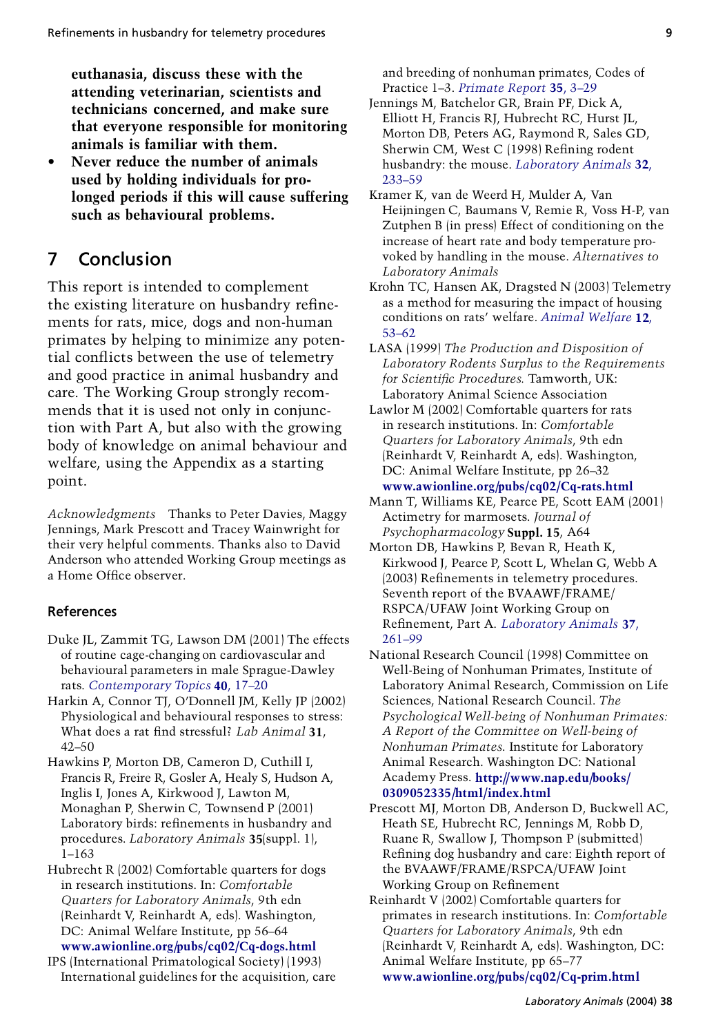**euthanasia, discuss these with the attending veterinarian, scientists and technicians concerned, and make sure that everyone responsible for monitoring animals is familiar with them.**

- **Never reduce the number of animals used by holding individuals for prolonged periods if this will cause suffering such as behavioural problems.**

## 7 Conclusion

This report is intended to complement the existing literature on husbandry refinements for rats, mice, dogs and non-human primates by helping to minimize any potential conflicts between the use of telemetry and good practice in animal husbandry and care. The Working Group strongly recommends that it is used not only in conjunction with Part A, but also with the growing body of knowledge on animal behaviour and welfare, using the Appendix as a starting point.

*Acknowledgments* Thanks to Peter Davies, Maggy Jennings, Mark Prescott and Tracey Wainwright for their very helpful comments. Thanks also to David Anderson who attended Working Group meetings as a Home Office observer.

### References

Duke JL, Zammit TG, Lawson DM (2001) The effects of routine cage-changing on cardiovascular and behavioural parameters in male Sprague-Dawley rats. *Contemporary Topics* **40**, 17–20

Harkin A, Connor TJ, O'Donnell JM, Kelly JP (2002) Physiological and behavioural responses to stress: What does a rat find stressful? *Lab Animal* **31**, 42–50

Hawkins P, Morton DB, Cameron D, Cuthill I, Francis R, Freire R, Gosler A, Healy S, Hudson A, Inglis I, Jones A, Kirkwood J, Lawton M, Monaghan P, Sherwin C, Townsend P (2001) Laboratory birds: refinements in husbandry and procedures. *Laboratory Animals* **35**(suppl. 1), 1–163

Hubrecht R (2002) Comfortable quarters for dogs in research institutions. In: *Comfortable Quarters for Laboratory Animals*, 9th edn (Reinhardt V, Reinhardt A, eds). Washington, DC: Animal Welfare Institute, pp 56–64 **www.awionline.org/pubs/cq02/Cq-dogs.html**

IPS (International Primatological Society) (1993) International guidelines for the acquisition, care and breeding of nonhuman primates, Codes of Practice 1–3. *Primate Report* **35**, 3–29

Jennings M, Batchelor GR, Brain PF, Dick A, Elliott H, Francis RJ, Hubrecht RC, Hurst JL, Morton DB, Peters AG, Raymond R, Sales GD, Sherwin CM, West C (1998) Refining rodent husbandry: the mouse. *Laboratory Animals* **32**, 233–59

Kramer K, van de Weerd H, Mulder A, Van Heijningen C, Baumans V, Remie R, Voss H-P, van Zutphen B (in press) Effect of conditioning on the increase of heart rate and body temperature provoked by handling in the mouse. *Alternatives to Laboratory Animals*

Krohn TC, Hansen AK, Dragsted N (2003) Telemetry as a method for measuring the impact of housing conditions on rats' welfare. *Animal Welfare* **12**, 53–62

LASA (1999) *The Production and Disposition of Laboratory Rodents Surplus to the Requirements for Scientific Procedures.* Tamworth, UK: Laboratory Animal Science Association

Lawlor M (2002) Comfortable quarters for rats in research institutions. In: *Comfortable Quarters for Laboratory Animals*, 9th edn (Reinhardt V, Reinhardt A, eds). Washington, DC: Animal Welfare Institute, pp 26–32 **www.awionline.org/pubs/cq02/Cq-rats.html**

Mann T, Williams KE, Pearce PE, Scott EAM (2001) Actimetry for marmosets. *Journal of Psychopharmacology* **Suppl. 15**, A64

Morton DB, Hawkins P, Bevan R, Heath K, Kirkwood J, Pearce P, Scott L, Whelan G, Webb A (2003) Refinements in telemetry procedures. Seventh report of the BVAAWF/FRAME/RSPCA/UFAW Joint Working Group on Refinement, Part A. *Laboratory Animals* **37**, 261–99

National Research Council (1998) Committee on Well-Being of Nonhuman Primates, Institute of Laboratory Animal Research, Commission on Life Sciences, National Research Council. *The Psychological Well-being of Nonhuman Primates: A Report of the Committee on Well-being of Nonhuman Primates*. Institute for Laboratory Animal Research. Washington DC: National Academy Press. **http://www.nap.edu/books/0309052335/html/index.html**

Prescott MJ, Morton DB, Anderson D, Buckwell AC, Heath SE, Hubrecht RC, Jennings M, Robb D, Ruane R, Swallow J, Thompson P (submitted) Refining dog husbandry and care: Eighth report of the BVAAWF/FRAME/RSPCA/UFAW Joint Working Group on Refinement

Reinhardt V (2002) Comfortable quarters for primates in research institutions. In: *Comfortable Quarters for Laboratory Animals*, 9th edn (Reinhardt V, Reinhardt A, eds). Washington, DC: Animal Welfare Institute, pp 65–77 **www.awionline.org/pubs/cq02/Cq-prim.html**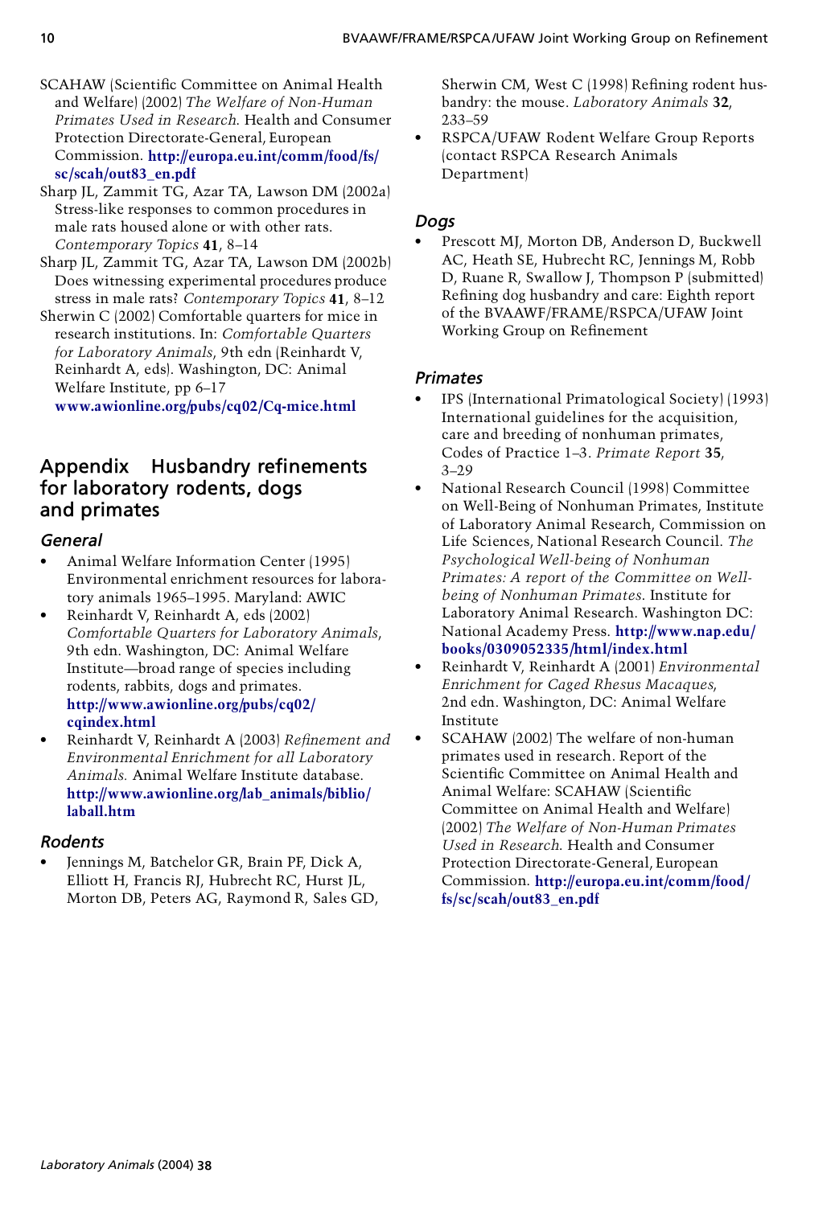SCAHAW (Scientific Committee on Animal Health and Welfare) (2002) *The Welfare of Non-Human Primates Used in Research*. Health and Consumer Protection Directorate-General, European Commission. **http://europa.eu.int/comm/food/fs/sc/scah/out83_en.pdf**

Sharp JL, Zammit TG, Azar TA, Lawson DM (2002a) Stress-like responses to common procedures in male rats housed alone or with other rats. *Contemporary Topics* **41**, 8–14

Sharp JL, Zammit TG, Azar TA, Lawson DM (2002b) Does witnessing experimental procedures produce stress in male rats? *Contemporary Topics* **41**, 8–12

Sherwin C (2002) Comfortable quarters for mice in research institutions. In: *Comfortable Quarters for Laboratory Animals*, 9th edn (Reinhardt V, Reinhardt A, eds). Washington, DC: Animal Welfare Institute, pp 6–17 **www.awionline.org/pubs/cq02/Cq-mice.html**

## Appendix Husbandry refinements for laboratory rodents, dogs and primates

### General

- Animal Welfare Information Center (1995) Environmental enrichment resources for laboratory animals 1965–1995. Maryland: AWIC
- Reinhardt V, Reinhardt A, eds (2002) *Comfortable Quarters for Laboratory Animals*, 9th edn. Washington, DC: Animal Welfare Institute—broad range of species including rodents, rabbits, dogs and primates. **http://www.awionline.org/pubs/cq02/cqindex.html**
- Reinhardt V, Reinhardt A (2003) *Refinement and Environmental Enrichment for all Laboratory Animals.* Animal Welfare Institute database. **http://www.awionline.org/lab_animals/biblio/laball.htm**

### Rodents

- Jennings M, Batchelor GR, Brain PF, Dick A, Elliott H, Francis RJ, Hubrecht RC, Hurst JL, Morton DB, Peters AG, Raymond R, Sales GD, Sherwin CM, West C (1998) Refining rodent husbandry: the mouse. *Laboratory Animals* **32**, 233–59
- RSPCA/UFAW Rodent Welfare Group Reports (contact RSPCA Research Animals Department)

### Dogs

- Prescott MJ, Morton DB, Anderson D, Buckwell AC, Heath SE, Hubrecht RC, Jennings M, Robb D, Ruane R, Swallow J, Thompson P (submitted) Refining dog husbandry and care: Eighth report of the BVAAWF/FRAME/RSPCA/UFAW Joint Working Group on Refinement

### Primates

- IPS (International Primatological Society) (1993) International guidelines for the acquisition, care and breeding of nonhuman primates, Codes of Practice 1–3. *Primate Report* **35**, 3–29
- National Research Council (1998) Committee on Well-Being of Nonhuman Primates, Institute of Laboratory Animal Research, Commission on Life Sciences, National Research Council. *The Psychological Well-being of Nonhuman Primates: A report of the Committee on Well-being of Nonhuman Primates*. Institute for Laboratory Animal Research. Washington DC: National Academy Press. **http://www.nap.edu/books/0309052335/html/index.html**
- Reinhardt V, Reinhardt A (2001) *Environmental Enrichment for Caged Rhesus Macaques*, 2nd edn. Washington, DC: Animal Welfare Institute
- SCAHAW (2002) The welfare of non-human primates used in research. Report of the Scientific Committee on Animal Health and Animal Welfare: SCAHAW (Scientific Committee on Animal Health and Welfare) (2002) *The Welfare of Non-Human Primates Used in Research*. Health and Consumer Protection Directorate-General, European Commission. **http://europa.eu.int/comm/food/fs/sc/scah/out83_en.pdf**